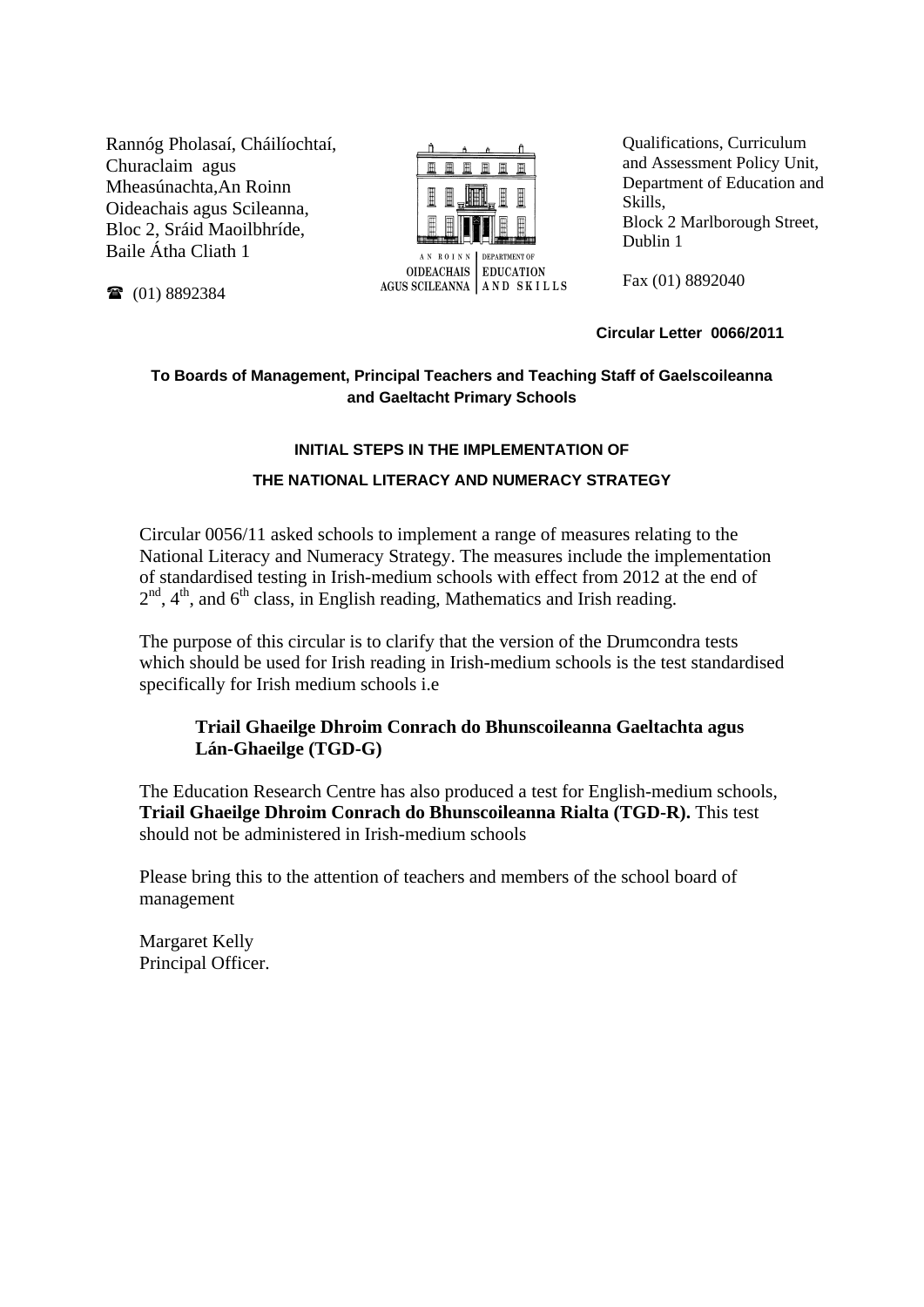Rannóg Pholasaí, Cháilíochtaí, Churaclaim agus Mheasúnachta, An Roinn Oideachais agus Scileanna, Bloc 2, Sráid Maoilbhríde, Baile Átha Cliath 1

☎ (01) 8892384

AN ROINN OIDEACHAIS AGUS SCILEANNA | DEPARTMENT OF EDUCATION AND SKILLS

Qualifications, Curriculum and Assessment Policy Unit, Department of Education and Skills, Block 2 Marlborough Street, Dublin 1

Fax (01) 8892040

**Circular Letter 0066/2011**

**To Boards of Management, Principal Teachers and Teaching Staff of Gaelscoileanna and Gaeltacht Primary Schools**

**INITIAL STEPS IN THE IMPLEMENTATION OF**

**THE NATIONAL LITERACY AND NUMERACY STRATEGY**

Circular 0056/11 asked schools to implement a range of measures relating to the National Literacy and Numeracy Strategy. The measures include the implementation of standardised testing in Irish-medium schools with effect from 2012 at the end of 2nd, 4th, and 6th class, in English reading, Mathematics and Irish reading.

The purpose of this circular is to clarify that the version of the Drumcondra tests which should be used for Irish reading in Irish-medium schools is the test standardised specifically for Irish medium schools i.e

> **Triail Ghaeilge Dhroim Conrach do Bhunscoileanna Gaeltachta agus Lán-Ghaeilge (TGD-G)**

The Education Research Centre has also produced a test for English-medium schools, **Triail Ghaeilge Dhroim Conrach do Bhunscoileanna Rialta (TGD-R).** This test should not be administered in Irish-medium schools

Please bring this to the attention of teachers and members of the school board of management

Margaret Kelly
Principal Officer.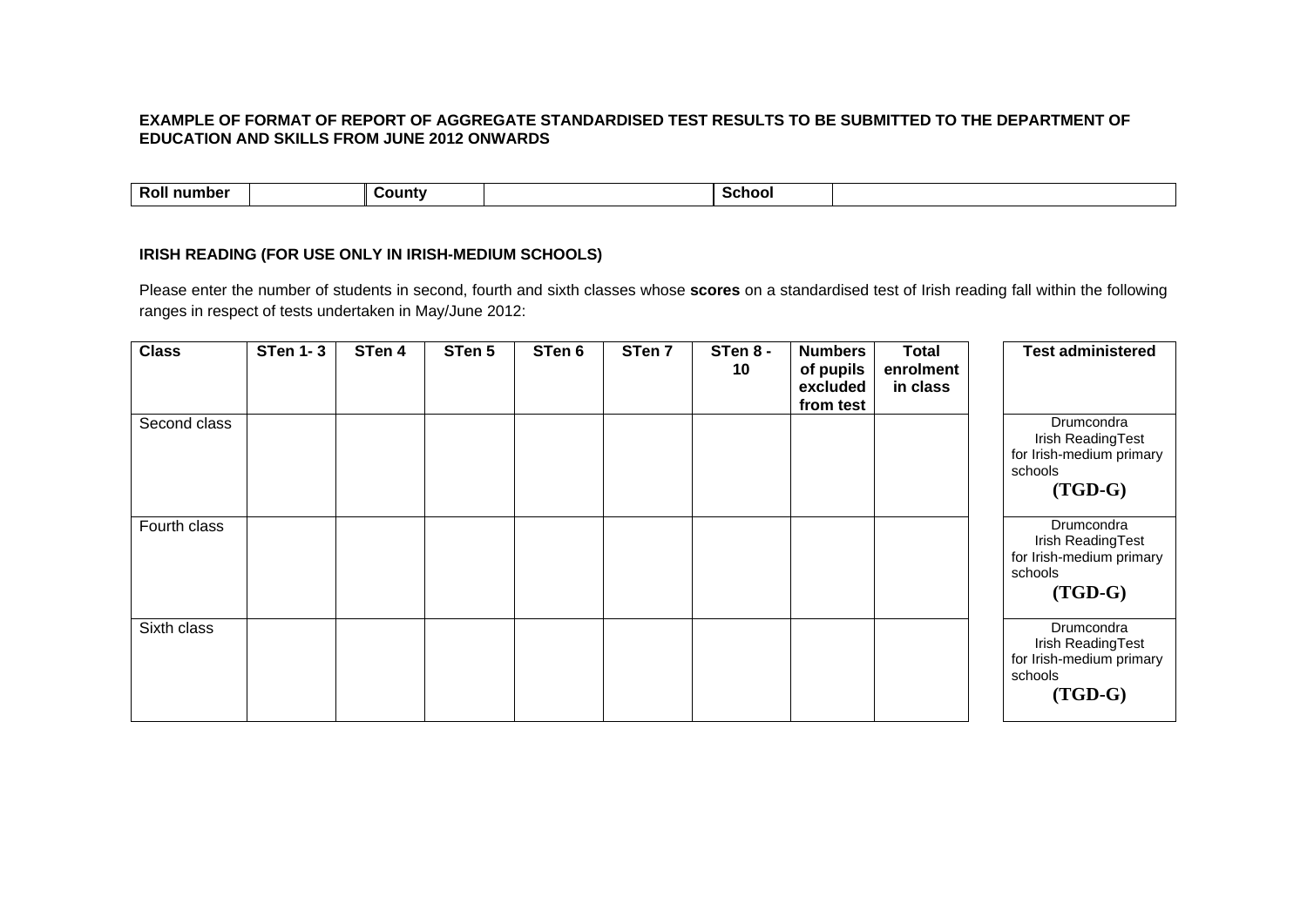**EXAMPLE OF FORMAT OF REPORT OF AGGREGATE STANDARDISED TEST RESULTS TO BE SUBMITTED TO THE DEPARTMENT OF EDUCATION AND SKILLS FROM JUNE 2012 ONWARDS**

| **Roll number** | | **County** | | **School** | |
|---|---|---|---|---|---|

**IRISH READING (FOR USE ONLY IN IRISH-MEDIUM SCHOOLS)**

Please enter the number of students in second, fourth and sixth classes whose **scores** on a standardised test of Irish reading fall within the following ranges in respect of tests undertaken in May/June 2012:

| **Class** | **STen 1- 3** | **STen 4** | **STen 5** | **STen 6** | **STen 7** | **STen 8 - 10** | **Numbers of pupils excluded from test** | **Total enrolment in class** | **Test administered** |
|---|---|---|---|---|---|---|---|---|---|
| Second class | | | | | | | | | Drumcondra Irish ReadingTest for Irish-medium primary schools **(TGD-G)** |
| Fourth class | | | | | | | | | Drumcondra Irish ReadingTest for Irish-medium primary schools **(TGD-G)** |
| Sixth class | | | | | | | | | Drumcondra Irish ReadingTest for Irish-medium primary schools **(TGD-G)** |